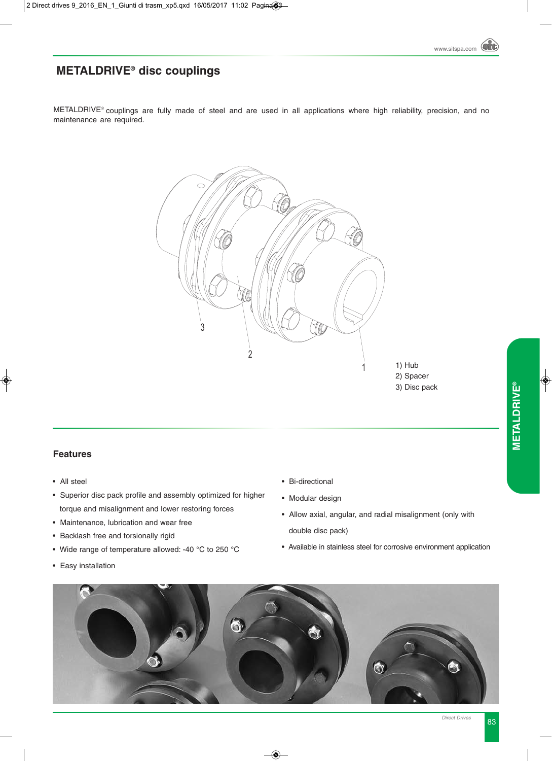# METALDRIVE® disc couplings

METALDRIVE® couplings are fully made of steel and are used in all applications where high reliability, precision, and no maintenance are required.

1) Hub
2) Spacer
3) Disc pack

## Features

- All steel
- Superior disc pack profile and assembly optimized for higher torque and misalignment and lower restoring forces
- Maintenance, lubrication and wear free
- Backlash free and torsionally rigid
- Wide range of temperature allowed: -40 °C to 250 °C
- Easy installation
- Bi-directional
- Modular design
- Allow axial, angular, and radial misalignment (only with double disc pack)
- Available in stainless steel for corrosive environment application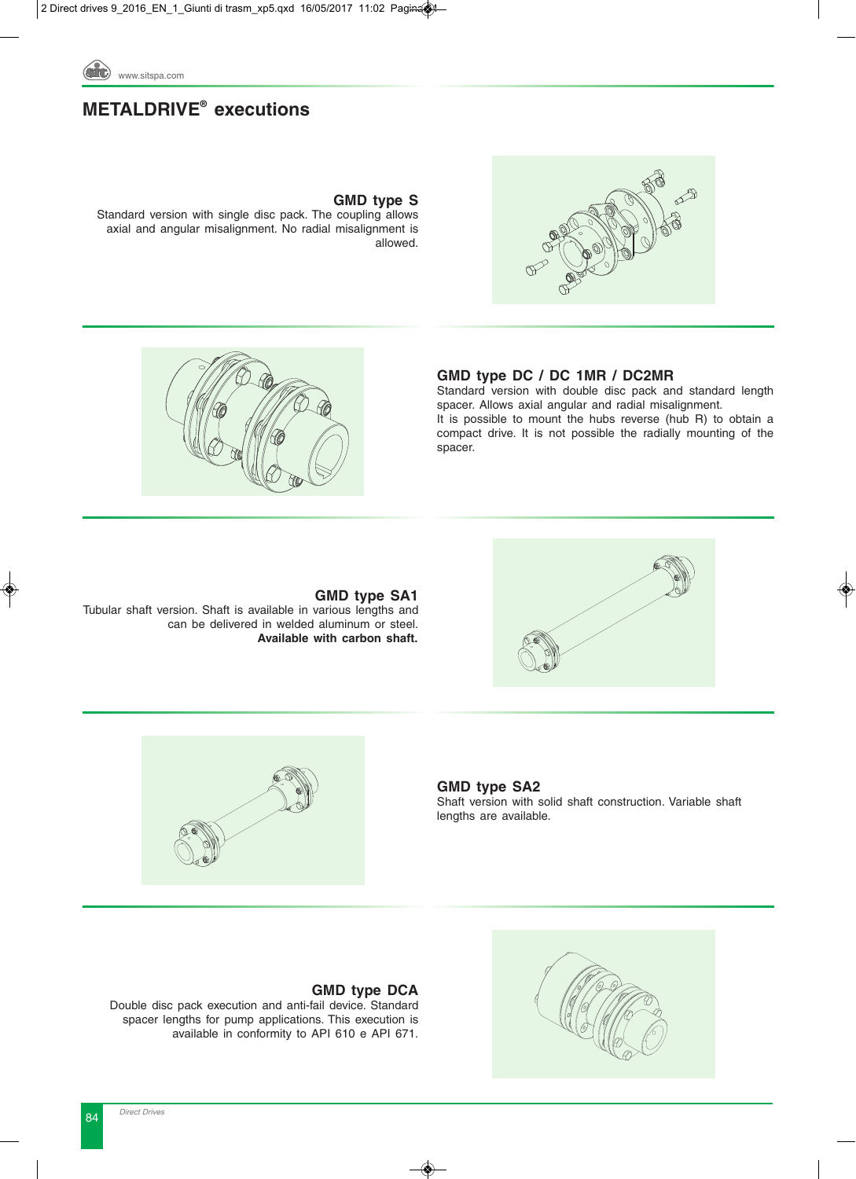# METALDRIVE® executions

### GMD type S

Standard version with single disc pack. The coupling allows axial and angular misalignment. No radial misalignment is allowed.

### GMD type DC / DC 1MR / DC2MR

Standard version with double disc pack and standard length spacer. Allows axial angular and radial misalignment.
It is possible to mount the hubs reverse (hub R) to obtain a compact drive. It is not possible the radially mounting of the spacer.

### GMD type SA1

Tubular shaft version. Shaft is available in various lengths and can be delivered in welded aluminum or steel.
**Available with carbon shaft.**

### GMD type SA2

Shaft version with solid shaft construction. Variable shaft lengths are available.

### GMD type DCA

Double disc pack execution and anti-fail device. Standard spacer lengths for pump applications. This execution is available in conformity to API 610 e API 671.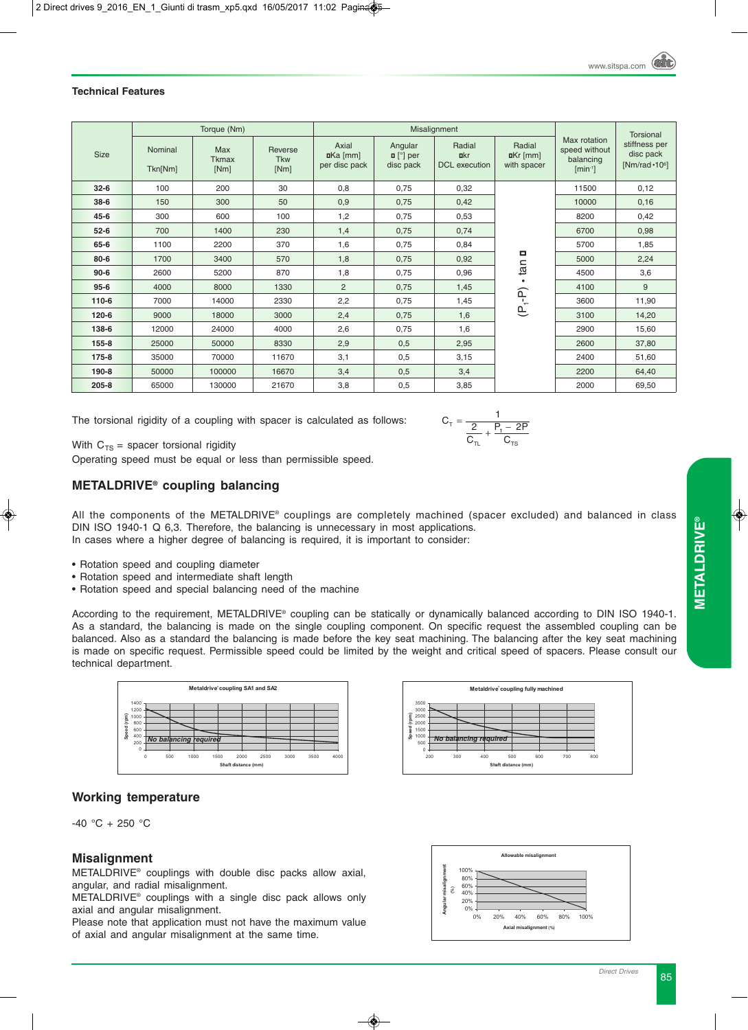### Technical Features

| Size | Torque (Nm) | | | Misalignment | | | | Max rotation speed without balancing [min⁻¹] | Torsional stiffness per disc pack [Nm/rad·10⁶] |
|---|---|---|---|---|---|---|---|---|---|
| | Nominal Tkn[Nm] | Max Tkmax [Nm] | Reverse Tkw [Nm] | Axial ΔKa [mm] per disc pack | Angular α [°] per disc pack | Radial Δkr DCL execution | Radial ΔKr [mm] with spacer | | |
| 32-6 | 100 | 200 | 30 | 0,8 | 0,75 | 0,32 | $(P_1\text{-}P) \cdot \tan\alpha$ | 11500 | 0,12 |
| 38-6 | 150 | 300 | 50 | 0,9 | 0,75 | 0,42 | | 10000 | 0,16 |
| 45-6 | 300 | 600 | 100 | 1,2 | 0,75 | 0,53 | | 8200 | 0,42 |
| 52-6 | 700 | 1400 | 230 | 1,4 | 0,75 | 0,74 | | 6700 | 0,98 |
| 65-6 | 1100 | 2200 | 370 | 1,6 | 0,75 | 0,84 | | 5700 | 1,85 |
| 80-6 | 1700 | 3400 | 570 | 1,8 | 0,75 | 0,92 | | 5000 | 2,24 |
| 90-6 | 2600 | 5200 | 870 | 1,8 | 0,75 | 0,96 | | 4500 | 3,6 |
| 95-6 | 4000 | 8000 | 1330 | 2 | 0,75 | 1,45 | | 4100 | 9 |
| 110-6 | 7000 | 14000 | 2330 | 2,2 | 0,75 | 1,45 | | 3600 | 11,90 |
| 120-6 | 9000 | 18000 | 3000 | 2,4 | 0,75 | 1,6 | | 3100 | 14,20 |
| 138-6 | 12000 | 24000 | 4000 | 2,6 | 0,75 | 1,6 | | 2900 | 15,60 |
| 155-8 | 25000 | 50000 | 8330 | 2,9 | 0,5 | 2,95 | | 2600 | 37,80 |
| 175-8 | 35000 | 70000 | 11670 | 3,1 | 0,5 | 3,15 | | 2400 | 51,60 |
| 190-8 | 50000 | 100000 | 16670 | 3,4 | 0,5 | 3,4 | | 2200 | 64,40 |
| 205-8 | 65000 | 130000 | 21670 | 3,8 | 0,5 | 3,85 | | 2000 | 69,50 |

The torsional rigidity of a coupling with spacer is calculated as follows:

$$C_T = \frac{1}{\frac{2}{C_{TL}} + \frac{P_1 - 2P}{C_{TS}}}$$

With $C_{TS}$ = spacer torsional rigidity

Operating speed must be equal or less than permissible speed.

## METALDRIVE® coupling balancing

All the components of the METALDRIVE® couplings are completely machined (spacer excluded) and balanced in class DIN ISO 1940-1 Q 6,3. Therefore, the balancing is unnecessary in most applications.
In cases where a higher degree of balancing is required, it is important to consider:

- Rotation speed and coupling diameter
- Rotation speed and intermediate shaft length
- Rotation speed and special balancing need of the machine

According to the requirement, METALDRIVE® coupling can be statically or dynamically balanced according to DIN ISO 1940-1. As a standard, the balancing is made on the single coupling component. On specific request the assembled coupling can be balanced. Also as a standard the balancing is made before the key seat machining. The balancing after the key seat machining is made on specific request. Permissible speed could be limited by the weight and critical speed of spacers. Please consult our technical department.

Metaldrive® coupling SA1 and SA2

Metaldrive® coupling fully machined

## Working temperature

-40 °C + 250 °C

## Misalignment

METALDRIVE® couplings with double disc packs allow axial, angular, and radial misalignment.
METALDRIVE® couplings with a single disc pack allows only axial and angular misalignment.
Please note that application must not have the maximum value of axial and angular misalignment at the same time.

Allowable misalignment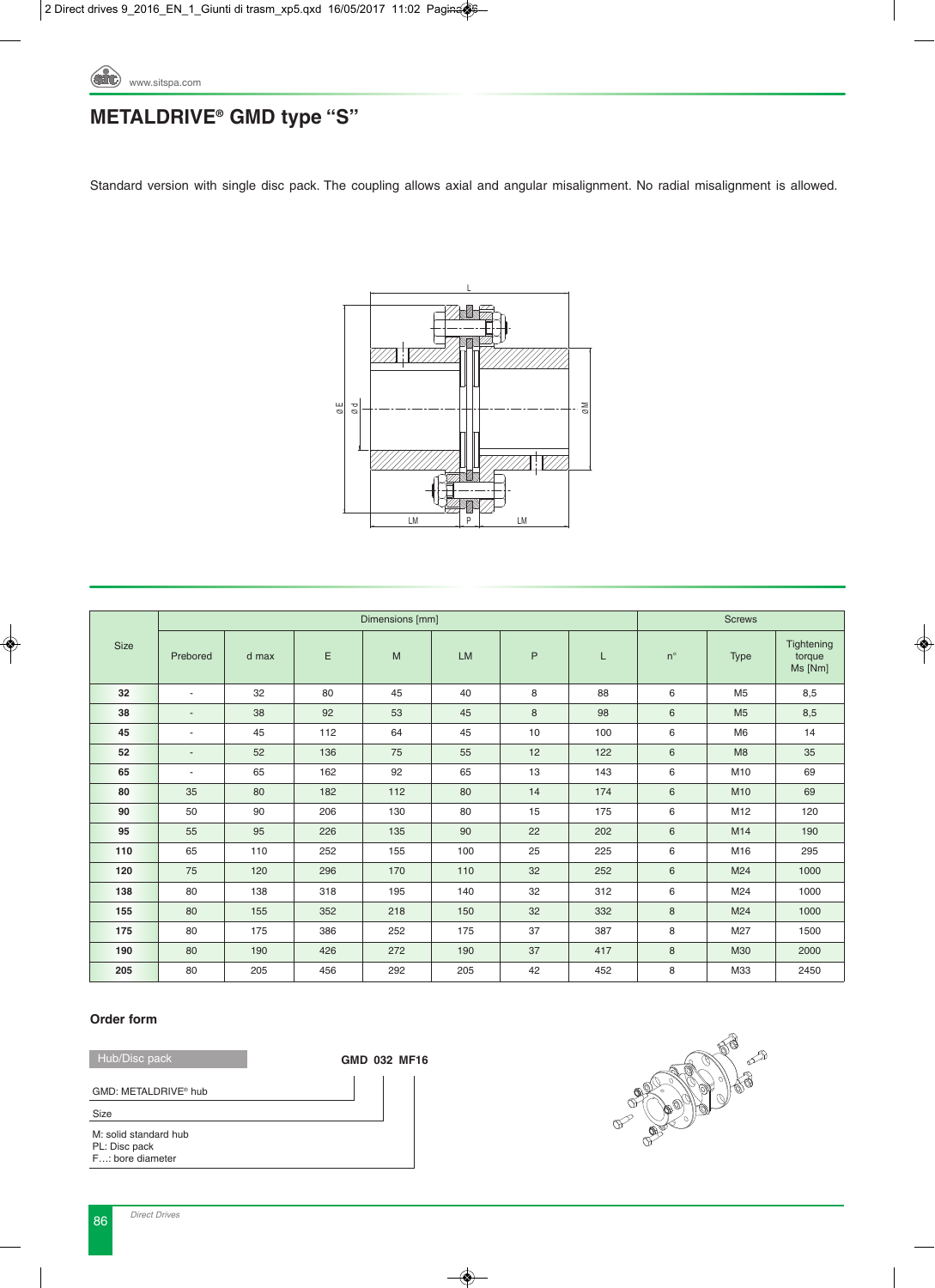# METALDRIVE® GMD type "S"

Standard version with single disc pack. The coupling allows axial and angular misalignment. No radial misalignment is allowed.

| Size | Dimensions [mm] | | | | | | | Screws | | |
|---|---|---|---|---|---|---|---|---|---|---|
| | Prebored | d max | E | M | LM | P | L | n° | Type | Tightening torque Ms [Nm] |
| **32** | - | 32 | 80 | 45 | 40 | 8 | 88 | 6 | M5 | 8,5 |
| **38** | - | 38 | 92 | 53 | 45 | 8 | 98 | 6 | M5 | 8,5 |
| **45** | - | 45 | 112 | 64 | 45 | 10 | 100 | 6 | M6 | 14 |
| **52** | - | 52 | 136 | 75 | 55 | 12 | 122 | 6 | M8 | 35 |
| **65** | - | 65 | 162 | 92 | 65 | 13 | 143 | 6 | M10 | 69 |
| **80** | 35 | 80 | 182 | 112 | 80 | 14 | 174 | 6 | M10 | 69 |
| **90** | 50 | 90 | 206 | 130 | 80 | 15 | 175 | 6 | M12 | 120 |
| **95** | 55 | 95 | 226 | 135 | 90 | 22 | 202 | 6 | M14 | 190 |
| **110** | 65 | 110 | 252 | 155 | 100 | 25 | 225 | 6 | M16 | 295 |
| **120** | 75 | 120 | 296 | 170 | 110 | 32 | 252 | 6 | M24 | 1000 |
| **138** | 80 | 138 | 318 | 195 | 140 | 32 | 312 | 6 | M24 | 1000 |
| **155** | 80 | 155 | 352 | 218 | 150 | 32 | 332 | 8 | M24 | 1000 |
| **175** | 80 | 175 | 386 | 252 | 175 | 37 | 387 | 8 | M27 | 1500 |
| **190** | 80 | 190 | 426 | 272 | 190 | 37 | 417 | 8 | M30 | 2000 |
| **205** | 80 | 205 | 456 | 292 | 205 | 42 | 452 | 8 | M33 | 2450 |

## Order form

Hub/Disc pack

**GMD 032 MF16**

GMD: METALDRIVE® hub

Size

M: solid standard hub
PL: Disc pack
F…: bore diameter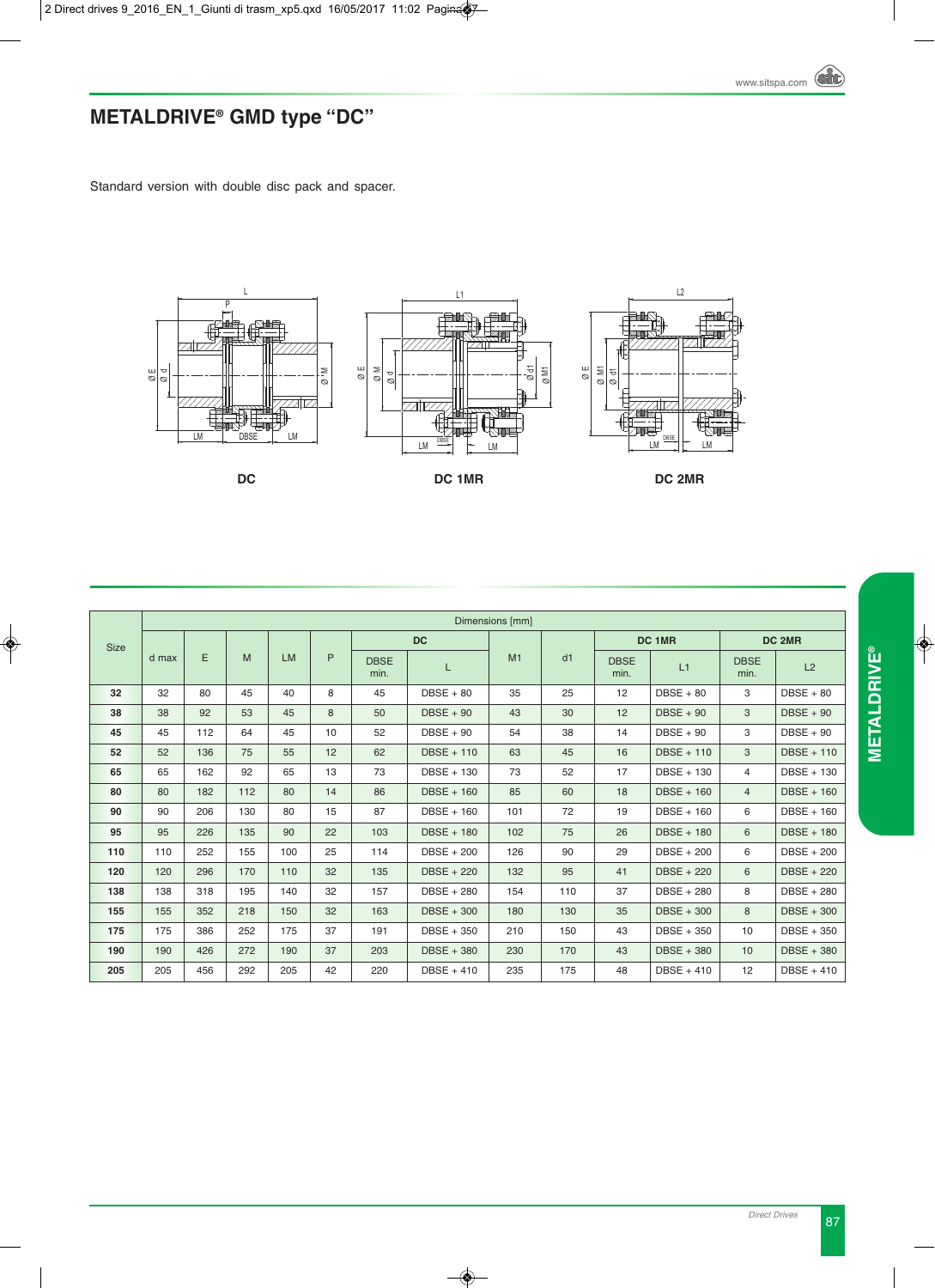# METALDRIVE® GMD type “DC”

Standard version with double disc pack and spacer.

DC

DC 1MR

DC 2MR

| Size | Dimensions [mm] | | | | | | | | | | | | | |
|---|---|---|---|---|---|---|---|---|---|---|---|---|---|---|
| | d max | E | M | LM | P | DC | | M1 | d1 | DC 1MR | | DC 2MR | |
| | | | | | | DBSE min. | L | | | DBSE min. | L1 | DBSE min. | L2 |
| **32** | 32 | 80 | 45 | 40 | 8 | 45 | DBSE + 80 | 35 | 25 | 12 | DBSE + 80 | 3 | DBSE + 80 |
| **38** | 38 | 92 | 53 | 45 | 8 | 50 | DBSE + 90 | 43 | 30 | 12 | DBSE + 90 | 3 | DBSE + 90 |
| **45** | 45 | 112 | 64 | 45 | 10 | 52 | DBSE + 90 | 54 | 38 | 14 | DBSE + 90 | 3 | DBSE + 90 |
| **52** | 52 | 136 | 75 | 55 | 12 | 62 | DBSE + 110 | 63 | 45 | 16 | DBSE + 110 | 3 | DBSE + 110 |
| **65** | 65 | 162 | 92 | 65 | 13 | 73 | DBSE + 130 | 73 | 52 | 17 | DBSE + 130 | 4 | DBSE + 130 |
| **80** | 80 | 182 | 112 | 80 | 14 | 86 | DBSE + 160 | 85 | 60 | 18 | DBSE + 160 | 4 | DBSE + 160 |
| **90** | 90 | 206 | 130 | 80 | 15 | 87 | DBSE + 160 | 101 | 72 | 19 | DBSE + 160 | 6 | DBSE + 160 |
| **95** | 95 | 226 | 135 | 90 | 22 | 103 | DBSE + 180 | 102 | 75 | 26 | DBSE + 180 | 6 | DBSE + 180 |
| **110** | 110 | 252 | 155 | 100 | 25 | 114 | DBSE + 200 | 126 | 90 | 29 | DBSE + 200 | 6 | DBSE + 200 |
| **120** | 120 | 296 | 170 | 110 | 32 | 135 | DBSE + 220 | 132 | 95 | 41 | DBSE + 220 | 6 | DBSE + 220 |
| **138** | 138 | 318 | 195 | 140 | 32 | 157 | DBSE + 280 | 154 | 110 | 37 | DBSE + 280 | 8 | DBSE + 280 |
| **155** | 155 | 352 | 218 | 150 | 32 | 163 | DBSE + 300 | 180 | 130 | 35 | DBSE + 300 | 8 | DBSE + 300 |
| **175** | 175 | 386 | 252 | 175 | 37 | 191 | DBSE + 350 | 210 | 150 | 43 | DBSE + 350 | 10 | DBSE + 350 |
| **190** | 190 | 426 | 272 | 190 | 37 | 203 | DBSE + 380 | 230 | 170 | 43 | DBSE + 380 | 10 | DBSE + 380 |
| **205** | 205 | 456 | 292 | 205 | 42 | 220 | DBSE + 410 | 235 | 175 | 48 | DBSE + 410 | 12 | DBSE + 410 |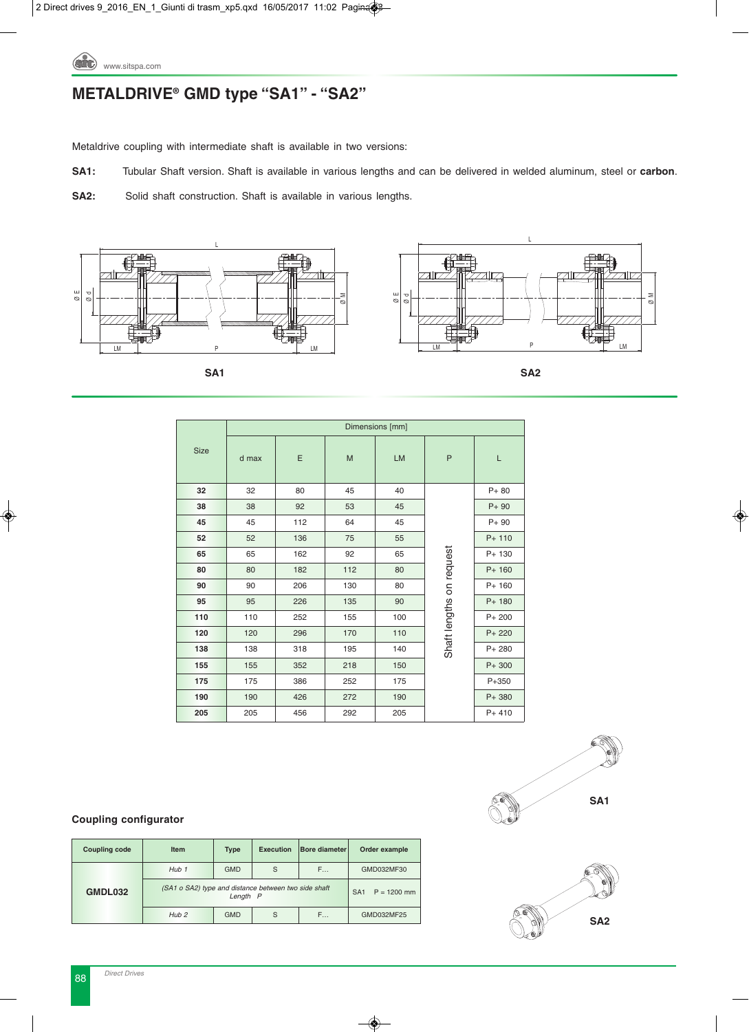# METALDRIVE® GMD type “SA1” - “SA2”

Metaldrive coupling with intermediate shaft is available in two versions:

**SA1:** Tubular Shaft version. Shaft is available in various lengths and can be delivered in welded aluminum, steel or **carbon**.

**SA2:** Solid shaft construction. Shaft is available in various lengths.

SA1

SA2

| Size | Dimensions [mm] | | | | | |
|---|---|---|---|---|---|---|
| | d max | E | M | LM | P | L |
| **32** | 32 | 80 | 45 | 40 | Shaft lengths on request | P+ 80 |
| **38** | 38 | 92 | 53 | 45 | | P+ 90 |
| **45** | 45 | 112 | 64 | 45 | | P+ 90 |
| **52** | 52 | 136 | 75 | 55 | | P+ 110 |
| **65** | 65 | 162 | 92 | 65 | | P+ 130 |
| **80** | 80 | 182 | 112 | 80 | | P+ 160 |
| **90** | 90 | 206 | 130 | 80 | | P+ 160 |
| **95** | 95 | 226 | 135 | 90 | | P+ 180 |
| **110** | 110 | 252 | 155 | 100 | | P+ 200 |
| **120** | 120 | 296 | 170 | 110 | | P+ 220 |
| **138** | 138 | 318 | 195 | 140 | | P+ 280 |
| **155** | 155 | 352 | 218 | 150 | | P+ 300 |
| **175** | 175 | 386 | 252 | 175 | | P+350 |
| **190** | 190 | 426 | 272 | 190 | | P+ 380 |
| **205** | 205 | 456 | 292 | 205 | | P+ 410 |

SA1

SA2

### Coupling configurator

| Coupling code | Item | Type | Execution | Bore diameter | Order example |
|---|---|---|---|---|---|
| **GMDL032** | *Hub 1* | GMD | S | F… | GMD032MF30 |
| | *(SA1 o SA2) type and distance between two side shaft Length P* | | | | SA1 P = 1200 mm |
| | *Hub 2* | GMD | S | F… | GMD032MF25 |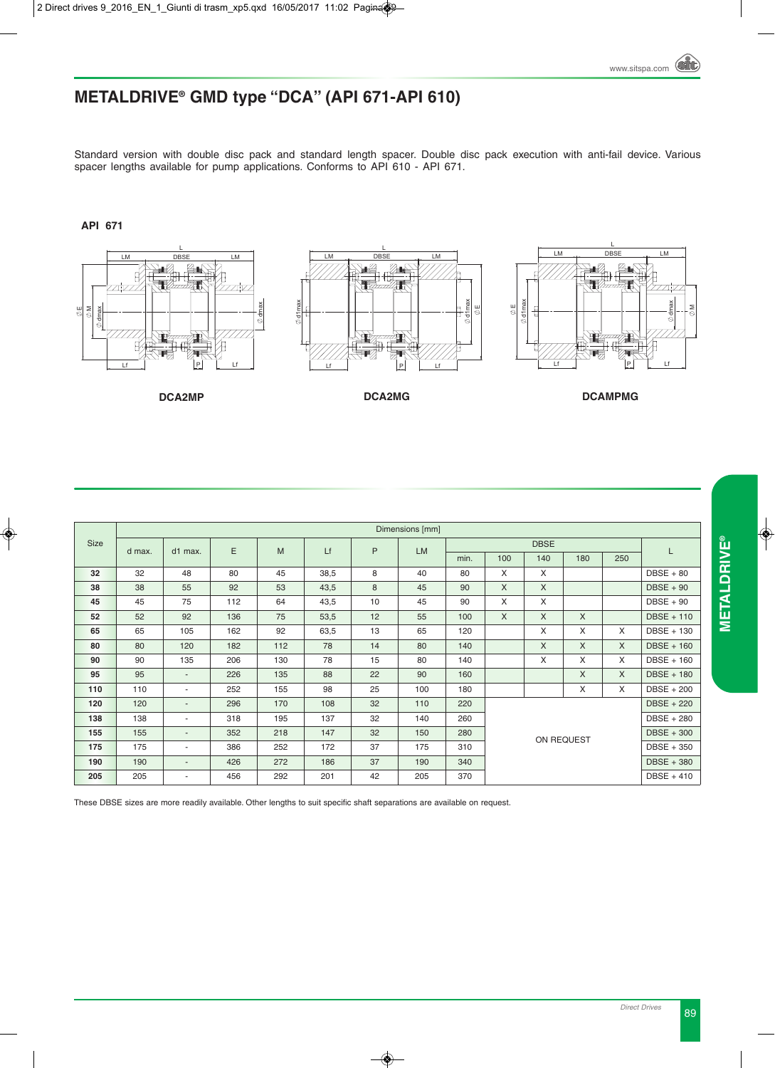# METALDRIVE® GMD type "DCA" (API 671-API 610)

Standard version with double disc pack and standard length spacer. Double disc pack execution with anti-fail device. Various spacer lengths available for pump applications. Conforms to API 610 - API 671.

**API 671**

**DCA2MP** **DCA2MG** **DCAMPMG**

| Size | Dimensions [mm] | | | | | | | | | | | | |
|---|---|---|---|---|---|---|---|---|---|---|---|---|---|
| | d max. | d1 max. | E | M | Lf | P | LM | DBSE | | | | | L |
| | | | | | | | | min. | 100 | 140 | 180 | 250 | |
| **32** | 32 | 48 | 80 | 45 | 38,5 | 8 | 40 | 80 | X | X | | | DBSE + 80 |
| **38** | 38 | 55 | 92 | 53 | 43,5 | 8 | 45 | 90 | X | X | | | DBSE + 90 |
| **45** | 45 | 75 | 112 | 64 | 43,5 | 10 | 45 | 90 | X | X | | | DBSE + 90 |
| **52** | 52 | 92 | 136 | 75 | 53,5 | 12 | 55 | 100 | X | X | X | | DBSE + 110 |
| **65** | 65 | 105 | 162 | 92 | 63,5 | 13 | 65 | 120 | | X | X | X | DBSE + 130 |
| **80** | 80 | 120 | 182 | 112 | 78 | 14 | 80 | 140 | | X | X | X | DBSE + 160 |
| **90** | 90 | 135 | 206 | 130 | 78 | 15 | 80 | 140 | | X | X | X | DBSE + 160 |
| **95** | 95 | - | 226 | 135 | 88 | 22 | 90 | 160 | | | X | X | DBSE + 180 |
| **110** | 110 | - | 252 | 155 | 98 | 25 | 100 | 180 | | | X | X | DBSE + 200 |
| **120** | 120 | - | 296 | 170 | 108 | 32 | 110 | 220 | ON REQUEST | | | | DBSE + 220 |
| **138** | 138 | - | 318 | 195 | 137 | 32 | 140 | 260 | ON REQUEST | | | | DBSE + 280 |
| **155** | 155 | - | 352 | 218 | 147 | 32 | 150 | 280 | ON REQUEST | | | | DBSE + 300 |
| **175** | 175 | - | 386 | 252 | 172 | 37 | 175 | 310 | ON REQUEST | | | | DBSE + 350 |
| **190** | 190 | - | 426 | 272 | 186 | 37 | 190 | 340 | ON REQUEST | | | | DBSE + 380 |
| **205** | 205 | - | 456 | 292 | 201 | 42 | 205 | 370 | ON REQUEST | | | | DBSE + 410 |

These DBSE sizes are more readily available. Other lengths to suit specific shaft separations are available on request.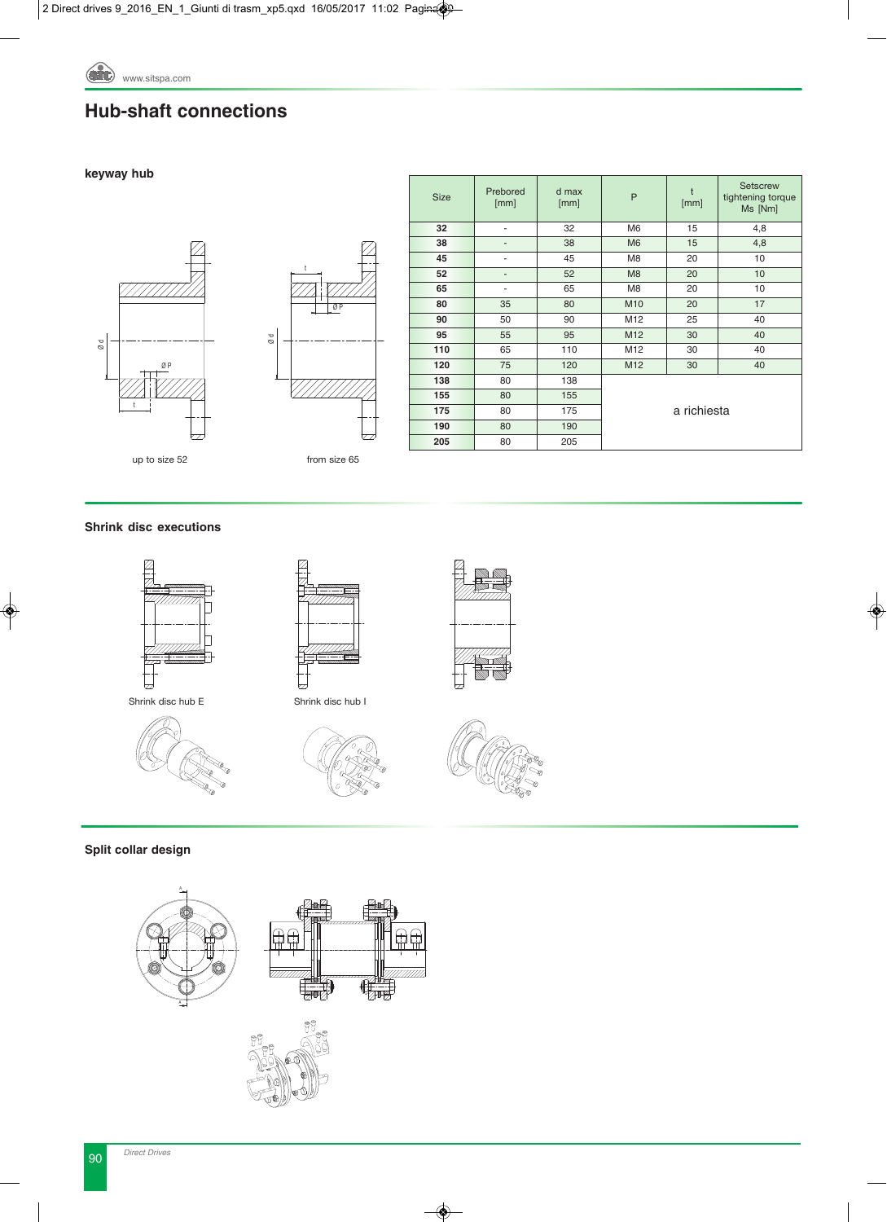# Hub-shaft connections

## keyway hub

up to size 52

from size 65

| Size | Prebored [mm] | d max [mm] | P | t [mm] | Setscrew tightening torque Ms [Nm] |
|---|---|---|---|---|---|
| **32** | - | 32 | M6 | 15 | 4,8 |
| **38** | - | 38 | M6 | 15 | 4,8 |
| **45** | - | 45 | M8 | 20 | 10 |
| **52** | - | 52 | M8 | 20 | 10 |
| **65** | - | 65 | M8 | 20 | 10 |
| **80** | 35 | 80 | M10 | 20 | 17 |
| **90** | 50 | 90 | M12 | 25 | 40 |
| **95** | 55 | 95 | M12 | 30 | 40 |
| **110** | 65 | 110 | M12 | 30 | 40 |
| **120** | 75 | 120 | M12 | 30 | 40 |
| **138** | 80 | 138 | a richiesta | | |
| **155** | 80 | 155 | | | |
| **175** | 80 | 175 | | | |
| **190** | 80 | 190 | | | |
| **205** | 80 | 205 | | | |

## Shrink disc executions

Shrink disc hub E

Shrink disc hub I

## Split collar design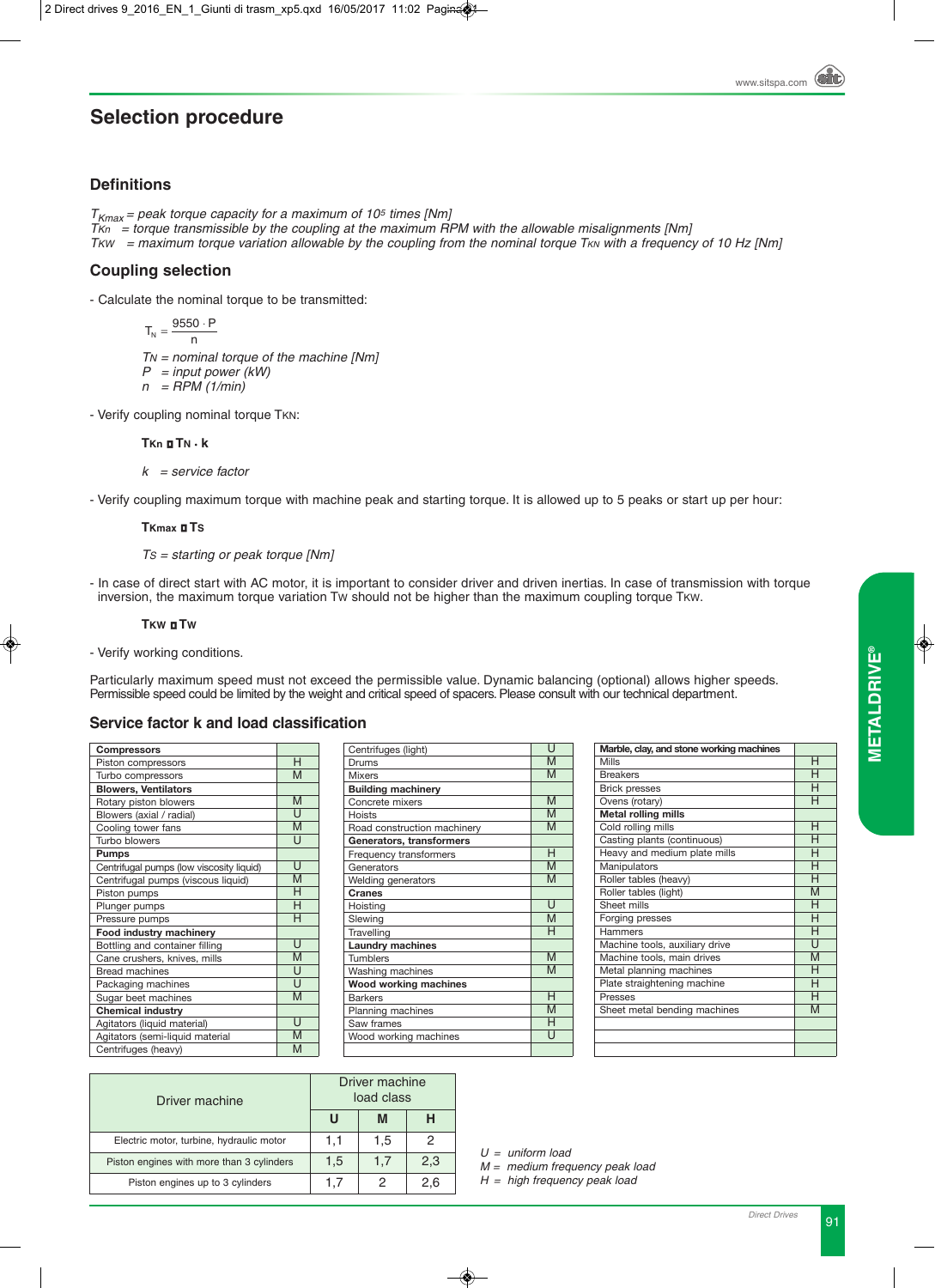# Selection procedure

## Definitions

$T_{Kmax}$ = *peak torque capacity for a maximum of $10^5$ times [Nm]*
$T_{Kn}$ = *torque transmissible by the coupling at the maximum RPM with the allowable misalignments [Nm]*
$T_{KW}$ = *maximum torque variation allowable by the coupling from the nominal torque $T_{KN}$ with a frequency of 10 Hz [Nm]*

## Coupling selection

- Calculate the nominal torque to be transmitted:

$$T_N = \frac{9550 \cdot P}{n}$$

$T_N$ = *nominal torque of the machine [Nm]*
$P$ = *input power (kW)*
$n$ = *RPM (1/min)*

- Verify coupling nominal torque $T_{KN}$:

$$T_{Kn} \geq T_N \cdot k$$

$k$ = *service factor*

- Verify coupling maximum torque with machine peak and starting torque. It is allowed up to 5 peaks or start up per hour:

$$T_{Kmax} \geq T_S$$

$T_S$ = *starting or peak torque [Nm]*

- In case of direct start with AC motor, it is important to consider driver and driven inertias. In case of transmission with torque inversion, the maximum torque variation $T_W$ should not be higher than the maximum coupling torque $T_{KW}$.

$$T_{KW} \geq T_W$$

- Verify working conditions.

Particularly maximum speed must not exceed the permissible value. Dynamic balancing (optional) allows higher speeds. Permissible speed could be limited by the weight and critical speed of spacers. Please consult with our technical department.

## Service factor k and load classification

| | |
|---|---|
| **Compressors** | |
| Piston compressors | H |
| Turbo compressors | M |
| **Blowers, Ventilators** | |
| Rotary piston blowers | M |
| Blowers (axial / radial) | U |
| Cooling tower fans | M |
| Turbo blowers | U |
| **Pumps** | |
| Centrifugal pumps (low viscosity liquid) | U |
| Centrifugal pumps (viscous liquid) | M |
| Piston pumps | H |
| Plunger pumps | H |
| Pressure pumps | H |
| **Food industry machinery** | |
| Bottling and container filling | U |
| Cane crushers, knives, mills | M |
| Bread machines | U |
| Packaging machines | U |
| Sugar beet machines | M |
| **Chemical industry** | |
| Agitators (liquid material) | U |
| Agitators (semi-liquid material | M |
| Centrifuges (heavy) | M |
| Centrifuges (light) | U |
| Drums | M |
| Mixers | M |
| **Building machinery** | |
| Concrete mixers | M |
| Hoists | M |
| Road construction machinery | M |
| **Generators, transformers** | |
| Frequency transformers | H |
| Generators | M |
| Welding generators | M |
| **Cranes** | |
| Hoisting | U |
| Slewing | M |
| Travelling | H |
| **Laundry machines** | |
| Tumblers | M |
| Washing machines | M |
| **Wood working machines** | |
| Barkers | H |
| Planning machines | M |
| Saw frames | H |
| Wood working machines | U |
| **Marble, clay, and stone working machines** | |
| Mills | H |
| Breakers | H |
| Brick presses | H |
| Ovens (rotary) | H |
| **Metal rolling mills** | |
| Cold rolling mills | H |
| Casting plants (continuous) | H |
| Heavy and medium plate mills | H |
| Manipulators | H |
| Roller tables (heavy) | H |
| Roller tables (light) | M |
| Sheet mills | H |
| Forging presses | H |
| Hammers | H |
| Machine tools, auxiliary drive | U |
| Machine tools, main drives | M |
| Metal planning machines | H |
| Plate straightening machine | H |
| Presses | H |
| Sheet metal bending machines | M |

| Driver machine | Driver machine load class | | |
|---|---|---|---|
| | **U** | **M** | **H** |
| Electric motor, turbine, hydraulic motor | 1,1 | 1,5 | 2 |
| Piston engines with more than 3 cylinders | 1,5 | 1,7 | 2,3 |
| Piston engines up to 3 cylinders | 1,7 | 2 | 2,6 |

*U = uniform load*
*M = medium frequency peak load*
*H = high frequency peak load*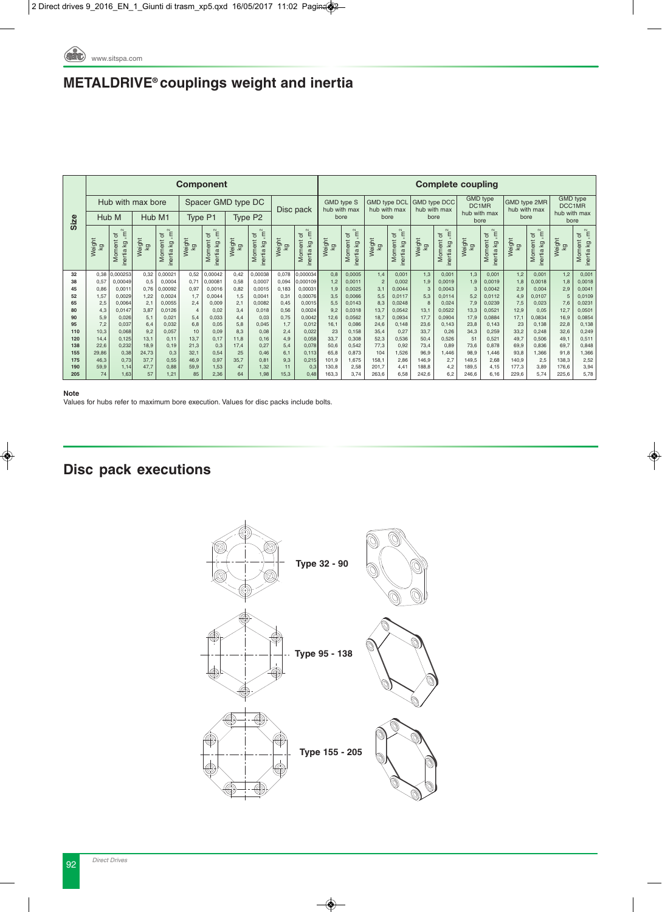# METALDRIVE® couplings weight and inertia

| Size | Component | | | | | | | | | | Complete coupling | | | | | | | | | | | | | |
|---|---|---|---|---|---|---|---|---|---|---|---|---|---|---|---|---|---|---|---|---|---|---|---|---|
| | Hub with max bore | | | | Spacer GMD type DC | | | | Disc pack | | GMD type S hub with max bore | | GMD type DCL hub with max bore | | GMD type DCC hub with max bore | | GMD type DC1MR hub with max bore | | GMD type 2MR hub with max bore | | GMD type DCC1MR hub with max bore | |
| | Hub M | | Hub M1 | | Type P1 | | Type P2 | | | | | | | | | | | | | | | |
| | Weight kg | Moment of inertia kg . m² | Weight kg | Moment of inertia kg . m² | Weight kg | Moment of inertia kg . m² | Weight kg | Moment of inertia kg . m² | Weight kg | Moment of inertia kg . m² | Weight kg | Moment of inertia kg . m² | Weight kg | Moment of inertia kg . m² | Weight kg | Moment of inertia kg . m² | Weight kg | Moment of inertia kg . m² | Weight kg | Moment of inertia kg . m² | Weight kg | Moment of inertia kg . m² |
| 32 | 0,38 | 0,000253 | 0,32 | 0,00021 | 0,52 | 0,00042 | 0,42 | 0,00038 | 0,078 | 0,000034 | 0,8 | 0,0005 | 1,4 | 0,001 | 1,3 | 0,001 | 1,3 | 0,001 | 1,2 | 0,001 | 1,2 | 0,001 |
| 38 | 0,57 | 0,00049 | 0,5 | 0,0004 | 0,71 | 0,00081 | 0,58 | 0,0007 | 0,094 | 0,000109 | 1,2 | 0,0011 | 2 | 0,002 | 1,9 | 0,0019 | 1,9 | 0,0019 | 1,8 | 0,0018 | 1,8 | 0,0018 |
| 45 | 0,86 | 0,0011 | 0,76 | 0,00092 | 0,97 | 0,0016 | 0,82 | 0,0015 | 0,183 | 0,00031 | 1,9 | 0,0025 | 3,1 | 0,0044 | 3 | 0,0043 | 3 | 0,0042 | 2,9 | 0,004 | 2,9 | 0,0041 |
| 52 | 1,57 | 0,0029 | 1,22 | 0,0024 | 1,7 | 0,0044 | 1,5 | 0,0041 | 0,31 | 0,00076 | 3,5 | 0,0066 | 5,5 | 0,0117 | 5,3 | 0,0114 | 5,2 | 0,0112 | 4,9 | 0,0107 | 5 | 0,0109 |
| 65 | 2,5 | 0,0064 | 2,1 | 0,0055 | 2,4 | 0,009 | 2,1 | 0,0082 | 0,45 | 0,0015 | 5,5 | 0,0143 | 8,3 | 0,0248 | 8 | 0,024 | 7,9 | 0,0239 | 7,5 | 0,023 | 7,6 | 0,0231 |
| 80 | 4,3 | 0,0147 | 3,87 | 0,0126 | 4 | 0,02 | 3,4 | 0,018 | 0,56 | 0,0024 | 9,2 | 0,0318 | 13,7 | 0,0542 | 13,1 | 0,0522 | 13,3 | 0,0521 | 12,9 | 0,05 | 12,7 | 0,0501 |
| 90 | 5,9 | 0,026 | 5,1 | 0,021 | 5,4 | 0,033 | 4,4 | 0,03 | 0,75 | 0,0042 | 12,6 | 0,0562 | 18,7 | 0,0934 | 17,7 | 0,0904 | 17,9 | 0,0884 | 17,1 | 0,0834 | 16,9 | 0,0854 |
| 95 | 7,2 | 0,037 | 6,4 | 0,032 | 6,8 | 0,05 | 5,8 | 0,045 | 1,7 | 0,012 | 16,1 | 0,086 | 24,6 | 0,148 | 23,6 | 0,143 | 23,8 | 0,143 | 23 | 0,138 | 22,8 | 0,138 |
| 110 | 10,3 | 0,068 | 9,2 | 0,057 | 10 | 0,09 | 8,3 | 0,08 | 2,4 | 0,022 | 23 | 0,158 | 35,4 | 0,27 | 33,7 | 0,26 | 34,3 | 0,259 | 33,2 | 0,248 | 32,6 | 0,249 |
| 120 | 14,4 | 0,125 | 13,1 | 0,11 | 13,7 | 0,17 | 11,8 | 0,16 | 4,9 | 0,058 | 33,7 | 0,308 | 52,3 | 0,536 | 50,4 | 0,526 | 51 | 0,521 | 49,7 | 0,506 | 49,1 | 0,511 |
| 138 | 22,6 | 0,232 | 18,9 | 0,19 | 21,3 | 0,3 | 17,4 | 0,27 | 5,4 | 0,078 | 50,6 | 0,542 | 77,3 | 0,92 | 73,4 | 0,89 | 73,6 | 0,878 | 69,9 | 0,836 | 69,7 | 0,848 |
| 155 | 29,86 | 0,38 | 24,73 | 0,3 | 32,1 | 0,54 | 25 | 0,46 | 6,1 | 0,113 | 65,8 | 0,873 | 104 | 1,526 | 96,9 | 1,446 | 98,9 | 1,446 | 93,8 | 1,366 | 91,8 | 1,366 |
| 175 | 46,3 | 0,73 | 37,7 | 0,55 | 46,9 | 0,97 | 35,7 | 0,81 | 9,3 | 0,215 | 101,9 | 1,675 | 158,1 | 2,86 | 146,9 | 2,7 | 149,5 | 2,68 | 140,9 | 2,5 | 138,3 | 2,52 |
| 190 | 59,9 | 1,14 | 47,7 | 0,88 | 59,9 | 1,53 | 47 | 1,32 | 11 | 0,3 | 130,8 | 2,58 | 201,7 | 4,41 | 188,8 | 4,2 | 189,5 | 4,15 | 177,3 | 3,89 | 176,6 | 3,94 |
| 205 | 74 | 1,63 | 57 | 1,21 | 85 | 2,36 | 64 | 1,98 | 15,3 | 0,48 | 163,3 | 3,74 | 263,6 | 6,58 | 242,6 | 6,2 | 246,6 | 6,16 | 229,6 | 5,74 | 225,6 | 5,78 |

**Note**
Values for hubs refer to maximum bore execution. Values for disc packs include bolts.

# Disc pack executions

Type 32 - 90

Type 95 - 138

Type 155 - 205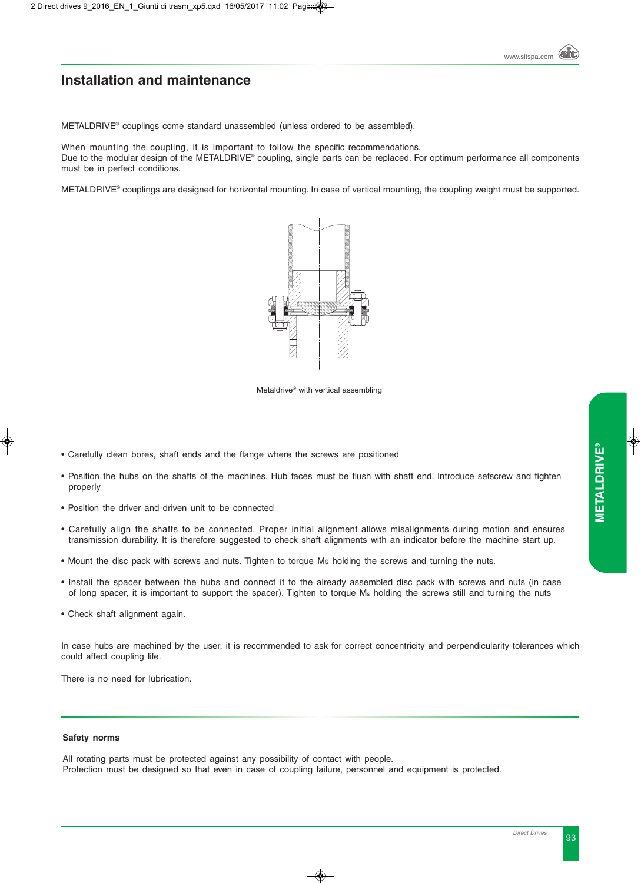## Installation and maintenance

METALDRIVE® couplings come standard unassembled (unless ordered to be assembled).

When mounting the coupling, it is important to follow the specific recommendations.
Due to the modular design of the METALDRIVE® coupling, single parts can be replaced. For optimum performance all components must be in perfect conditions.

METALDRIVE® couplings are designed for horizontal mounting. In case of vertical mounting, the coupling weight must be supported.

Metaldrive® with vertical assembling

- Carefully clean bores, shaft ends and the flange where the screws are positioned
- Position the hubs on the shafts of the machines. Hub faces must be flush with shaft end. Introduce setscrew and tighten properly
- Position the driver and driven unit to be connected
- Carefully align the shafts to be connected. Proper initial alignment allows misalignments during motion and ensures transmission durability. It is therefore suggested to check shaft alignments with an indicator before the machine start up.
- Mount the disc pack with screws and nuts. Tighten to torque $M_S$ holding the screws and turning the nuts.
- Install the spacer between the hubs and connect it to the already assembled disc pack with screws and nuts (in case of long spacer, it is important to support the spacer). Tighten to torque $M_s$ holding the screws still and turning the nuts
- Check shaft alignment again.

In case hubs are machined by the user, it is recommended to ask for correct concentricity and perpendicularity tolerances which could affect coupling life.

There is no need for lubrication.

**Safety norms**

All rotating parts must be protected against any possibility of contact with people.
Protection must be designed so that even in case of coupling failure, personnel and equipment is protected.